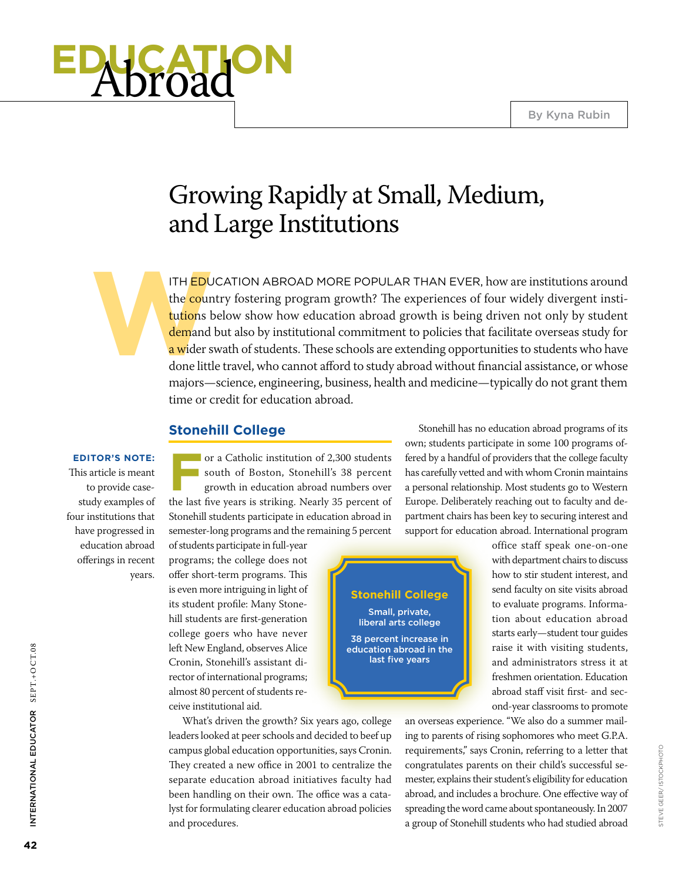# EDUCATION Abroad

By Kyna Rubin

## Growing Rapidly at Small, Medium, and Large Institutions

WITH EDUCATION ABROAD MORE POPULAR THAN EVER, how are institutions around the country fostering program growth? The experiences of four widely divergent institutions below show how education abroad growth is being driven not only by student demand but also by institutional commitment to policies that facilitate overseas study for a wider swath of students. These schools are extending opportunities to students who have done little travel, who cannot afford to study abroad without financial assistance, or whose majors—science, engineering, business, health and medicine—typically do not grant them time or credit for education abroad.

**EDITOR'S NOTE:** This article is meant to provide case-study examples of four institutions that have progressed in education abroad offerings in recent years.

### Stonehill College

For a Catholic institution of 2,300 students south of Boston, Stonehill's 38 percent growth in education abroad numbers over the last five years is striking. Nearly 35 percent of Stonehill students participate in education abroad in semester-long programs and the remaining 5 percent of students participate in full-year programs; the college does not offer short-term programs. This is even more intriguing in light of its student profile: Many Stonehill students are first-generation college goers who have never left New England, observes Alice Cronin, Stonehill's assistant director of international programs; almost 80 percent of students receive institutional aid.

What's driven the growth? Six years ago, college leaders looked at peer schools and decided to beef up campus global education opportunities, says Cronin. They created a new office in 2001 to centralize the separate education abroad initiatives faculty had been handling on their own. The office was a catalyst for formulating clearer education abroad policies and procedures.

> **Stonehill College**
>
> Small, private, liberal arts college
>
> 38 percent increase in education abroad in the last five years

Stonehill has no education abroad programs of its own; students participate in some 100 programs offered by a handful of providers that the college faculty has carefully vetted and with whom Cronin maintains a personal relationship. Most students go to Western Europe. Deliberately reaching out to faculty and department chairs has been key to securing interest and support for education abroad. International program office staff speak one-on-one with department chairs to discuss how to stir student interest, and send faculty on site visits abroad to evaluate programs. Information about education abroad starts early—student tour guides raise it with visiting students, and administrators stress it at freshmen orientation. Education abroad staff visit first- and second-year classrooms to promote an overseas experience. "We also do a summer mailing to parents of rising sophomores who meet G.P.A. requirements," says Cronin, referring to a letter that congratulates parents on their child's successful semester, explains their student's eligibility for education abroad, and includes a brochure. One effective way of spreading the word came about spontaneously. In 2007 a group of Stonehill students who had studied abroad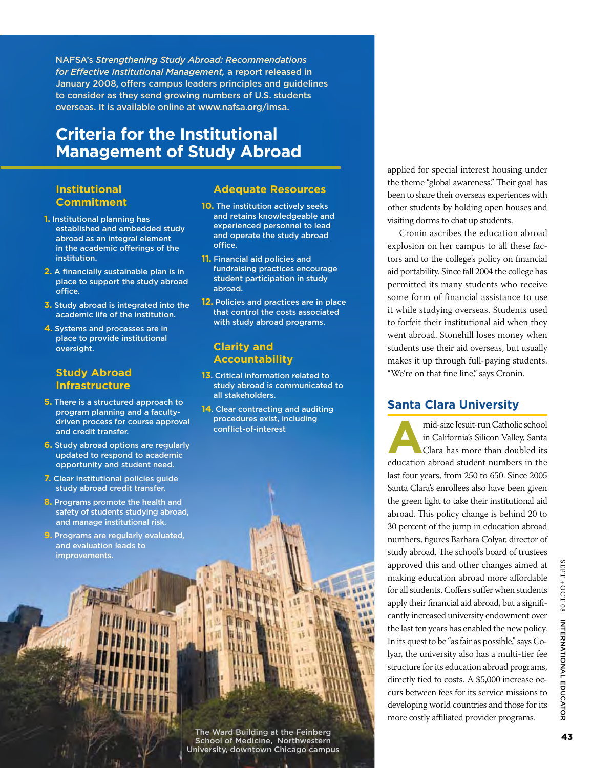NAFSA's *Strengthening Study Abroad: Recommendations for Effective Institutional Management,* a report released in January 2008, offers campus leaders principles and guidelines to consider as they send growing numbers of U.S. students overseas. It is available online at www.nafsa.org/imsa.

## Criteria for the Institutional Management of Study Abroad

### Institutional Commitment

1. Institutional planning has established and embedded study abroad as an integral element in the academic offerings of the institution.
2. A financially sustainable plan is in place to support the study abroad office.
3. Study abroad is integrated into the academic life of the institution.
4. Systems and processes are in place to provide institutional oversight.

### Study Abroad Infrastructure

5. There is a structured approach to program planning and a faculty-driven process for course approval and credit transfer.
6. Study abroad options are regularly updated to respond to academic opportunity and student need.
7. Clear institutional policies guide study abroad credit transfer.
8. Programs promote the health and safety of students studying abroad, and manage institutional risk.
9. Programs are regularly evaluated, and evaluation leads to improvements.

### Adequate Resources

10. The institution actively seeks and retains knowledgeable and experienced personnel to lead and operate the study abroad office.
11. Financial aid policies and fundraising practices encourage student participation in study abroad.
12. Policies and practices are in place that control the costs associated with study abroad programs.

### Clarity and Accountability

13. Critical information related to study abroad is communicated to all stakeholders.
14. Clear contracting and auditing procedures exist, including conflict-of-interest

The Ward Building at the Feinberg School of Medicine, Northwestern University, downtown Chicago campus

applied for special interest housing under the theme "global awareness." Their goal has been to share their overseas experiences with other students by holding open houses and visiting dorms to chat up students.

Cronin ascribes the education abroad explosion on her campus to all these factors and to the college's policy on financial aid portability. Since fall 2004 the college has permitted its many students who receive some form of financial assistance to use it while studying overseas. Students used to forfeit their institutional aid when they went abroad. Stonehill loses money when students use their aid overseas, but usually makes it up through full-paying students. "We're on that fine line," says Cronin.

## Santa Clara University

A mid-size Jesuit-run Catholic school in California's Silicon Valley, Santa Clara has more than doubled its education abroad student numbers in the last four years, from 250 to 650. Since 2005 Santa Clara's enrollees also have been given the green light to take their institutional aid abroad. This policy change is behind 20 to 30 percent of the jump in education abroad numbers, figures Barbara Colyar, director of study abroad. The school's board of trustees approved this and other changes aimed at making education abroad more affordable for all students. Coffers suffer when students apply their financial aid abroad, but a significantly increased university endowment over the last ten years has enabled the new policy. In its quest to be "as fair as possible," says Colyar, the university also has a multi-tier fee structure for its education abroad programs, directly tied to costs. A $5,000 increase occurs between fees for its service missions to developing world countries and those for its more costly affiliated provider programs.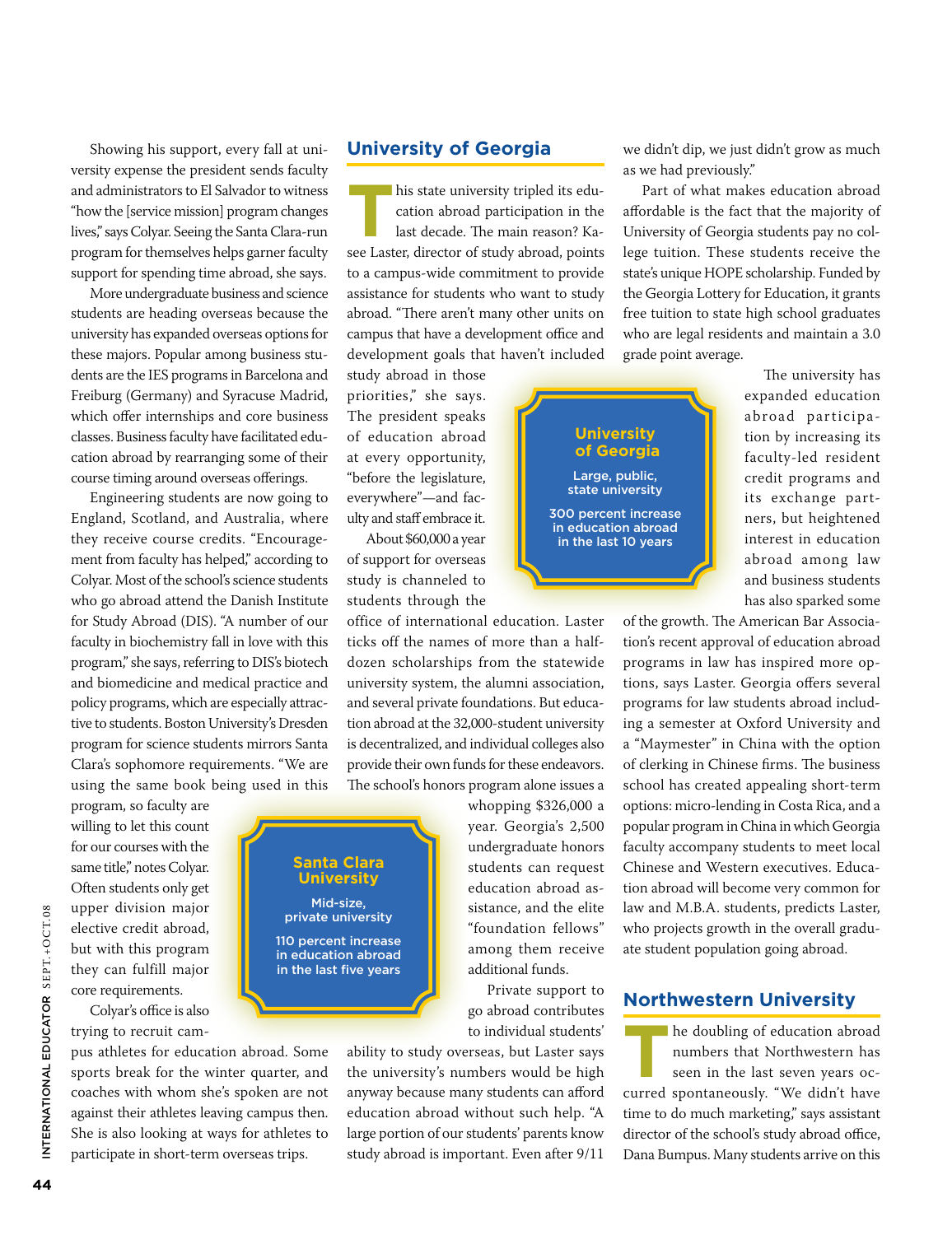Showing his support, every fall at university expense the president sends faculty and administrators to El Salvador to witness "how the [service mission] program changes lives," says Colyar. Seeing the Santa Clara-run program for themselves helps garner faculty support for spending time abroad, she says.

More undergraduate business and science students are heading overseas because the university has expanded overseas options for these majors. Popular among business students are the IES programs in Barcelona and Freiburg (Germany) and Syracuse Madrid, which offer internships and core business classes. Business faculty have facilitated education abroad by rearranging some of their course timing around overseas offerings.

Engineering students are now going to England, Scotland, and Australia, where they receive course credits. "Encouragement from faculty has helped," according to Colyar. Most of the school's science students who go abroad attend the Danish Institute for Study Abroad (DIS). "A number of our faculty in biochemistry fall in love with this program," she says, referring to DIS's biotech and biomedicine and medical practice and policy programs, which are especially attractive to students. Boston University's Dresden program for science students mirrors Santa Clara's sophomore requirements. "We are using the same book being used in this program, so faculty are willing to let this count for our courses with the same title," notes Colyar. Often students only get upper division major elective credit abroad, but with this program they can fulfill major core requirements.

Colyar's office is also trying to recruit campus athletes for education abroad. Some sports break for the winter quarter, and coaches with whom she's spoken are not against their athletes leaving campus then. She is also looking at ways for athletes to participate in short-term overseas trips.

> **Santa Clara University**
>
> Mid-size, private university
>
> 110 percent increase in education abroad in the last five years

## University of Georgia

This state university tripled its education abroad participation in the last decade. The main reason? Kasee Laster, director of study abroad, points to a campus-wide commitment to provide assistance for students who want to study abroad. "There aren't many other units on campus that have a development office and development goals that haven't included study abroad in those priorities," she says. The president speaks of education abroad at every opportunity, "before the legislature, everywhere"—and faculty and staff embrace it.

About $60,000 a year of support for overseas study is channeled to students through the office of international education. Laster ticks off the names of more than a half-dozen scholarships from the statewide university system, the alumni association, and several private foundations. But education abroad at the 32,000-student university is decentralized, and individual colleges also provide their own funds for these endeavors. The school's honors program alone issues a whopping $326,000 a year. Georgia's 2,500 undergraduate honors students can request education abroad assistance, and the elite "foundation fellows" among them receive additional funds.

Private support to go abroad contributes to individual students' ability to study overseas, but Laster says the university's numbers would be high anyway because many students can afford education abroad without such help. "A large portion of our students' parents know study abroad is important. Even after 9/11 we didn't dip, we just didn't grow as much as we had previously."

Part of what makes education abroad affordable is the fact that the majority of University of Georgia students pay no college tuition. These students receive the state's unique HOPE scholarship. Funded by the Georgia Lottery for Education, it grants free tuition to state high school graduates who are legal residents and maintain a 3.0 grade point average.

> **University of Georgia**
>
> Large, public, state university
>
> 300 percent increase in education abroad in the last 10 years

The university has expanded education abroad participation by increasing its faculty-led resident credit programs and its exchange partners, but heightened interest in education abroad among law and business students has also sparked some of the growth. The American Bar Association's recent approval of education abroad programs in law has inspired more options, says Laster. Georgia offers several programs for law students abroad including a semester at Oxford University and a "Maymester" in China with the option of clerking in Chinese firms. The business school has created appealing short-term options: micro-lending in Costa Rica, and a popular program in China in which Georgia faculty accompany students to meet local Chinese and Western executives. Education abroad will become very common for law and M.B.A. students, predicts Laster, who projects growth in the overall graduate student population going abroad.

## Northwestern University

The doubling of education abroad numbers that Northwestern has seen in the last seven years occurred spontaneously. "We didn't have time to do much marketing," says assistant director of the school's study abroad office, Dana Bumpus. Many students arrive on this